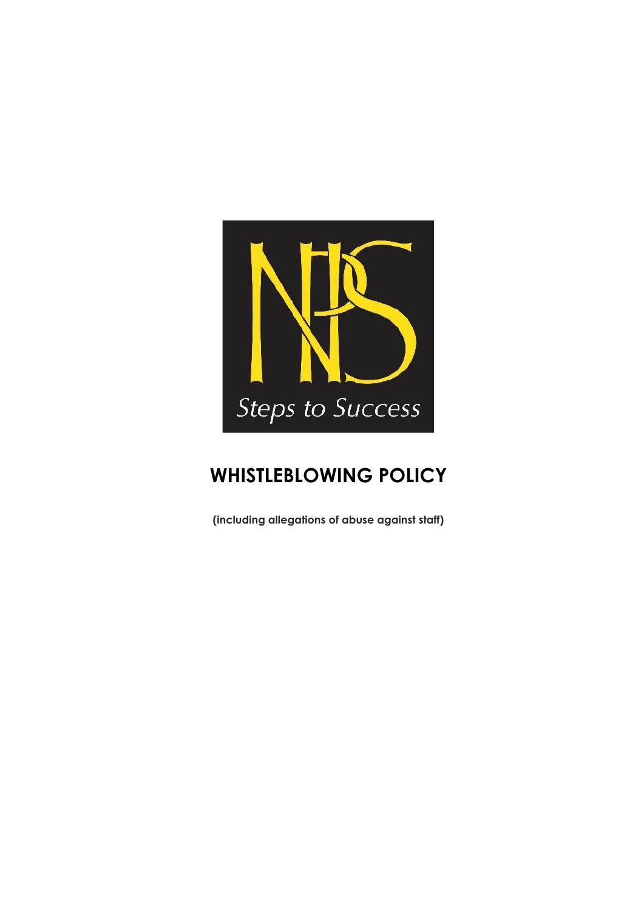# WHISTLEBLOWING POLICY

**(including allegations of abuse against staff)**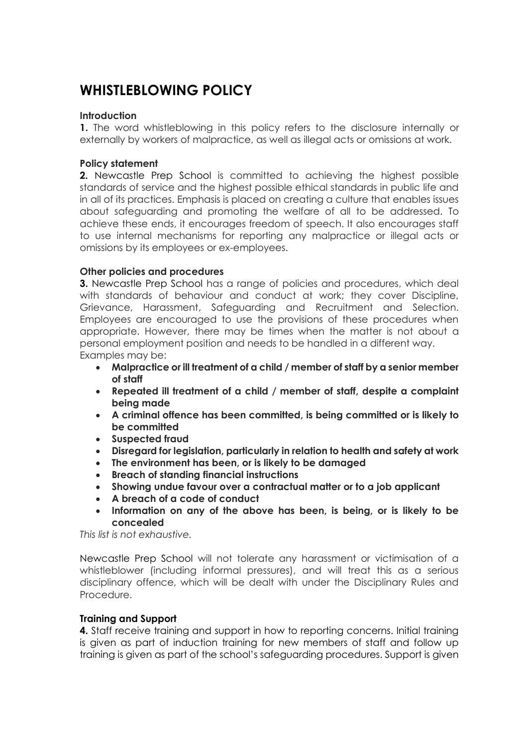# WHISTLEBLOWING POLICY

**Introduction**

**1.** The word whistleblowing in this policy refers to the disclosure internally or externally by workers of malpractice, as well as illegal acts or omissions at work.

**Policy statement**

**2.** Newcastle Prep School is committed to achieving the highest possible standards of service and the highest possible ethical standards in public life and in all of its practices. Emphasis is placed on creating a culture that enables issues about safeguarding and promoting the welfare of all to be addressed. To achieve these ends, it encourages freedom of speech. It also encourages staff to use internal mechanisms for reporting any malpractice or illegal acts or omissions by its employees or ex-employees.

**Other policies and procedures**

**3.** Newcastle Prep School has a range of policies and procedures, which deal with standards of behaviour and conduct at work; they cover Discipline, Grievance, Harassment, Safeguarding and Recruitment and Selection. Employees are encouraged to use the provisions of these procedures when appropriate. However, there may be times when the matter is not about a personal employment position and needs to be handled in a different way. Examples may be:

- **Malpractice or ill treatment of a child / member of staff by a senior member of staff**
- **Repeated ill treatment of a child / member of staff, despite a complaint being made**
- **A criminal offence has been committed, is being committed or is likely to be committed**
- **Suspected fraud**
- **Disregard for legislation, particularly in relation to health and safety at work**
- **The environment has been, or is likely to be damaged**
- **Breach of standing financial instructions**
- **Showing undue favour over a contractual matter or to a job applicant**
- **A breach of a code of conduct**
- **Information on any of the above has been, is being, or is likely to be concealed**

*This list is not exhaustive.*

Newcastle Prep School will not tolerate any harassment or victimisation of a whistleblower (including informal pressures), and will treat this as a serious disciplinary offence, which will be dealt with under the Disciplinary Rules and Procedure.

**Training and Support**

**4.** Staff receive training and support in how to reporting concerns. Initial training is given as part of induction training for new members of staff and follow up training is given as part of the school's safeguarding procedures. Support is given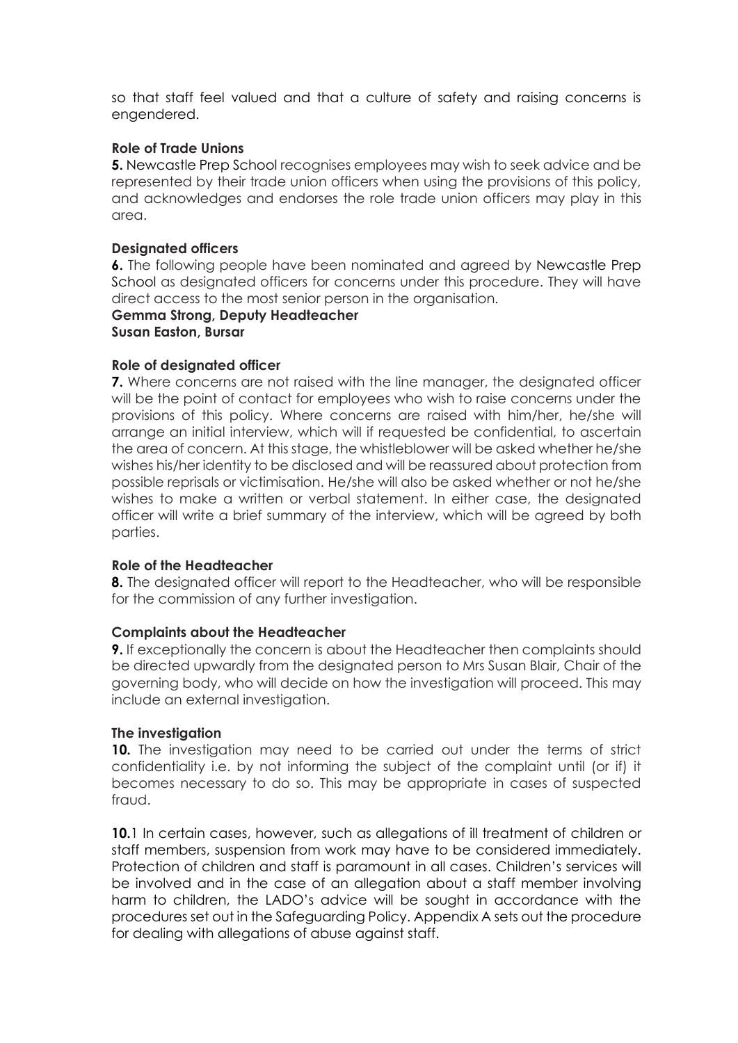so that staff feel valued and that a culture of safety and raising concerns is engendered.

**Role of Trade Unions**

**5.** Newcastle Prep School recognises employees may wish to seek advice and be represented by their trade union officers when using the provisions of this policy, and acknowledges and endorses the role trade union officers may play in this area.

**Designated officers**

**6.** The following people have been nominated and agreed by Newcastle Prep School as designated officers for concerns under this procedure. They will have direct access to the most senior person in the organisation.

**Gemma Strong, Deputy Headteacher**
**Susan Easton, Bursar**

**Role of designated officer**

**7.** Where concerns are not raised with the line manager, the designated officer will be the point of contact for employees who wish to raise concerns under the provisions of this policy. Where concerns are raised with him/her, he/she will arrange an initial interview, which will if requested be confidential, to ascertain the area of concern. At this stage, the whistleblower will be asked whether he/she wishes his/her identity to be disclosed and will be reassured about protection from possible reprisals or victimisation. He/she will also be asked whether or not he/she wishes to make a written or verbal statement. In either case, the designated officer will write a brief summary of the interview, which will be agreed by both parties.

**Role of the Headteacher**

**8.** The designated officer will report to the Headteacher, who will be responsible for the commission of any further investigation.

**Complaints about the Headteacher**

**9.** If exceptionally the concern is about the Headteacher then complaints should be directed upwardly from the designated person to Mrs Susan Blair, Chair of the governing body, who will decide on how the investigation will proceed. This may include an external investigation.

**The investigation**

**10.** The investigation may need to be carried out under the terms of strict confidentiality i.e. by not informing the subject of the complaint until (or if) it becomes necessary to do so. This may be appropriate in cases of suspected fraud.

**10.**1 In certain cases, however, such as allegations of ill treatment of children or staff members, suspension from work may have to be considered immediately. Protection of children and staff is paramount in all cases. Children's services will be involved and in the case of an allegation about a staff member involving harm to children, the LADO's advice will be sought in accordance with the procedures set out in the Safeguarding Policy. Appendix A sets out the procedure for dealing with allegations of abuse against staff.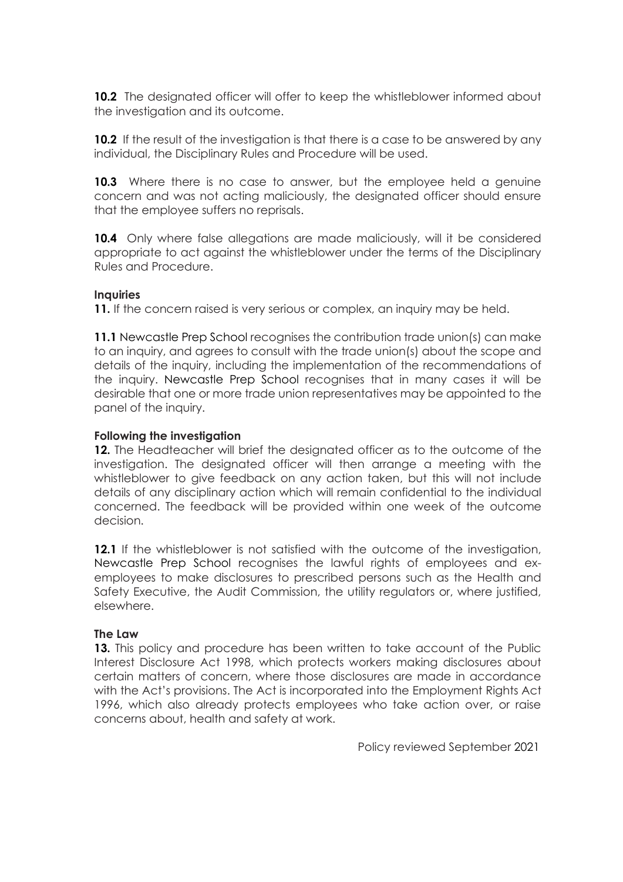**10.2** The designated officer will offer to keep the whistleblower informed about the investigation and its outcome.

**10.2** If the result of the investigation is that there is a case to be answered by any individual, the Disciplinary Rules and Procedure will be used.

**10.3** Where there is no case to answer, but the employee held a genuine concern and was not acting maliciously, the designated officer should ensure that the employee suffers no reprisals.

**10.4** Only where false allegations are made maliciously, will it be considered appropriate to act against the whistleblower under the terms of the Disciplinary Rules and Procedure.

**Inquiries**

**11.** If the concern raised is very serious or complex, an inquiry may be held.

**11.1** Newcastle Prep School recognises the contribution trade union(s) can make to an inquiry, and agrees to consult with the trade union(s) about the scope and details of the inquiry, including the implementation of the recommendations of the inquiry. Newcastle Prep School recognises that in many cases it will be desirable that one or more trade union representatives may be appointed to the panel of the inquiry.

**Following the investigation**

**12.** The Headteacher will brief the designated officer as to the outcome of the investigation. The designated officer will then arrange a meeting with the whistleblower to give feedback on any action taken, but this will not include details of any disciplinary action which will remain confidential to the individual concerned. The feedback will be provided within one week of the outcome decision.

**12.1** If the whistleblower is not satisfied with the outcome of the investigation, Newcastle Prep School recognises the lawful rights of employees and ex-employees to make disclosures to prescribed persons such as the Health and Safety Executive, the Audit Commission, the utility regulators or, where justified, elsewhere.

**The Law**

**13.** This policy and procedure has been written to take account of the Public Interest Disclosure Act 1998, which protects workers making disclosures about certain matters of concern, where those disclosures are made in accordance with the Act's provisions. The Act is incorporated into the Employment Rights Act 1996, which also already protects employees who take action over, or raise concerns about, health and safety at work.

Policy reviewed September 2021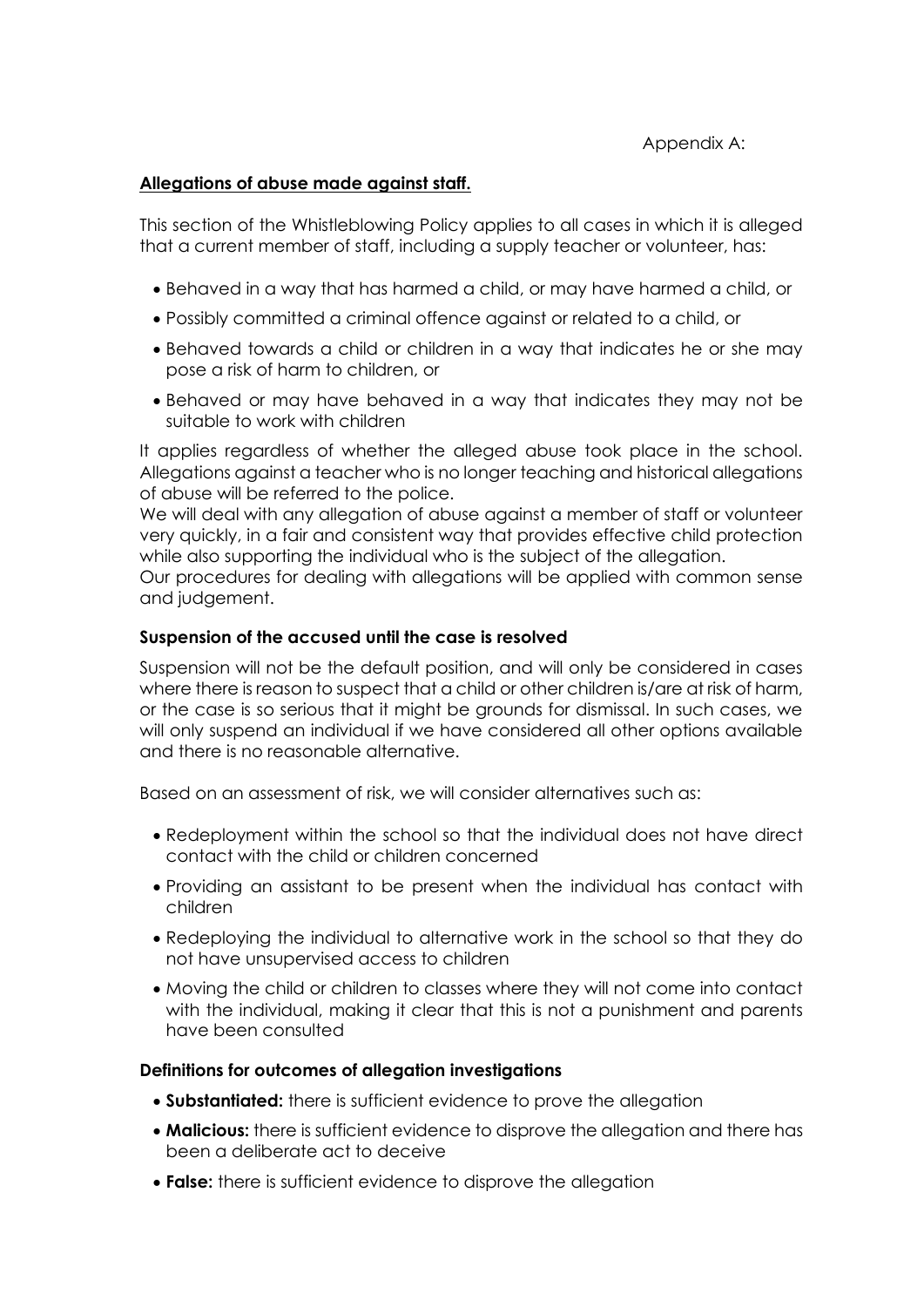Appendix A:

## Allegations of abuse made against staff.

This section of the Whistleblowing Policy applies to all cases in which it is alleged that a current member of staff, including a supply teacher or volunteer, has:

- Behaved in a way that has harmed a child, or may have harmed a child, or
- Possibly committed a criminal offence against or related to a child, or
- Behaved towards a child or children in a way that indicates he or she may pose a risk of harm to children, or
- Behaved or may have behaved in a way that indicates they may not be suitable to work with children

It applies regardless of whether the alleged abuse took place in the school. Allegations against a teacher who is no longer teaching and historical allegations of abuse will be referred to the police.

We will deal with any allegation of abuse against a member of staff or volunteer very quickly, in a fair and consistent way that provides effective child protection while also supporting the individual who is the subject of the allegation.

Our procedures for dealing with allegations will be applied with common sense and judgement.

### Suspension of the accused until the case is resolved

Suspension will not be the default position, and will only be considered in cases where there is reason to suspect that a child or other children is/are at risk of harm, or the case is so serious that it might be grounds for dismissal. In such cases, we will only suspend an individual if we have considered all other options available and there is no reasonable alternative.

Based on an assessment of risk, we will consider alternatives such as:

- Redeployment within the school so that the individual does not have direct contact with the child or children concerned
- Providing an assistant to be present when the individual has contact with children
- Redeploying the individual to alternative work in the school so that they do not have unsupervised access to children
- Moving the child or children to classes where they will not come into contact with the individual, making it clear that this is not a punishment and parents have been consulted

### Definitions for outcomes of allegation investigations

- **Substantiated:** there is sufficient evidence to prove the allegation
- **Malicious:** there is sufficient evidence to disprove the allegation and there has been a deliberate act to deceive
- **False:** there is sufficient evidence to disprove the allegation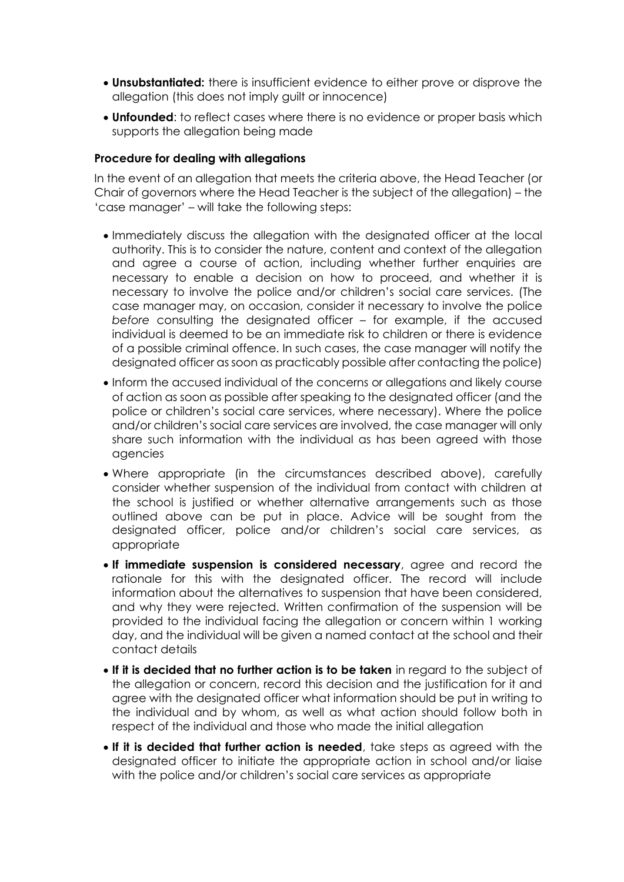- **Unsubstantiated:** there is insufficient evidence to either prove or disprove the allegation (this does not imply guilt or innocence)
- **Unfounded**: to reflect cases where there is no evidence or proper basis which supports the allegation being made

**Procedure for dealing with allegations**

In the event of an allegation that meets the criteria above, the Head Teacher (or Chair of governors where the Head Teacher is the subject of the allegation) – the 'case manager' – will take the following steps:

- Immediately discuss the allegation with the designated officer at the local authority. This is to consider the nature, content and context of the allegation and agree a course of action, including whether further enquiries are necessary to enable a decision on how to proceed, and whether it is necessary to involve the police and/or children's social care services. (The case manager may, on occasion, consider it necessary to involve the police *before* consulting the designated officer – for example, if the accused individual is deemed to be an immediate risk to children or there is evidence of a possible criminal offence. In such cases, the case manager will notify the designated officer as soon as practicably possible after contacting the police)
- Inform the accused individual of the concerns or allegations and likely course of action as soon as possible after speaking to the designated officer (and the police or children's social care services, where necessary). Where the police and/or children's social care services are involved, the case manager will only share such information with the individual as has been agreed with those agencies
- Where appropriate (in the circumstances described above), carefully consider whether suspension of the individual from contact with children at the school is justified or whether alternative arrangements such as those outlined above can be put in place. Advice will be sought from the designated officer, police and/or children's social care services, as appropriate
- **If immediate suspension is considered necessary**, agree and record the rationale for this with the designated officer. The record will include information about the alternatives to suspension that have been considered, and why they were rejected. Written confirmation of the suspension will be provided to the individual facing the allegation or concern within 1 working day, and the individual will be given a named contact at the school and their contact details
- **If it is decided that no further action is to be taken** in regard to the subject of the allegation or concern, record this decision and the justification for it and agree with the designated officer what information should be put in writing to the individual and by whom, as well as what action should follow both in respect of the individual and those who made the initial allegation
- **If it is decided that further action is needed**, take steps as agreed with the designated officer to initiate the appropriate action in school and/or liaise with the police and/or children's social care services as appropriate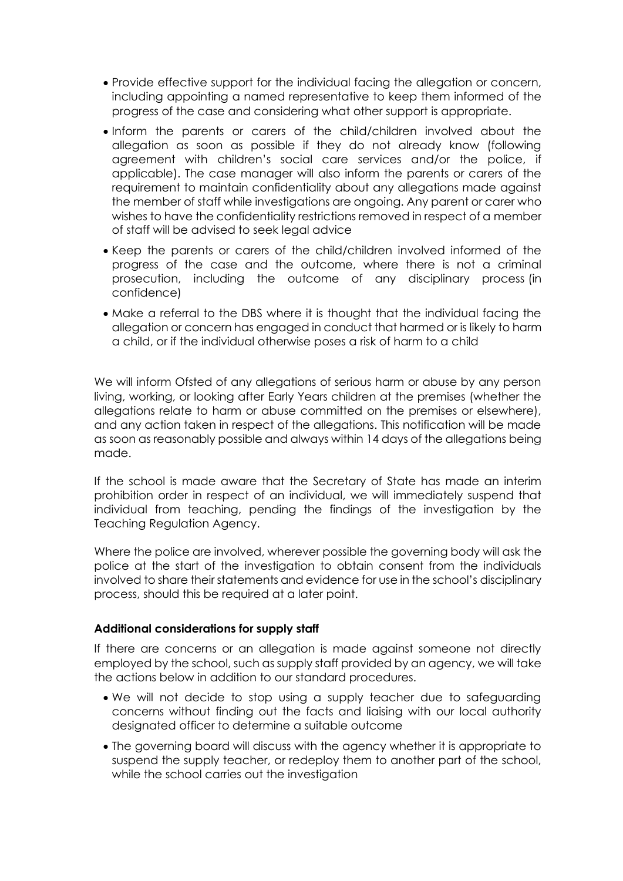- Provide effective support for the individual facing the allegation or concern, including appointing a named representative to keep them informed of the progress of the case and considering what other support is appropriate.
- Inform the parents or carers of the child/children involved about the allegation as soon as possible if they do not already know (following agreement with children's social care services and/or the police, if applicable). The case manager will also inform the parents or carers of the requirement to maintain confidentiality about any allegations made against the member of staff while investigations are ongoing. Any parent or carer who wishes to have the confidentiality restrictions removed in respect of a member of staff will be advised to seek legal advice
- Keep the parents or carers of the child/children involved informed of the progress of the case and the outcome, where there is not a criminal prosecution, including the outcome of any disciplinary process (in confidence)
- Make a referral to the DBS where it is thought that the individual facing the allegation or concern has engaged in conduct that harmed or is likely to harm a child, or if the individual otherwise poses a risk of harm to a child

We will inform Ofsted of any allegations of serious harm or abuse by any person living, working, or looking after Early Years children at the premises (whether the allegations relate to harm or abuse committed on the premises or elsewhere), and any action taken in respect of the allegations. This notification will be made as soon as reasonably possible and always within 14 days of the allegations being made.

If the school is made aware that the Secretary of State has made an interim prohibition order in respect of an individual, we will immediately suspend that individual from teaching, pending the findings of the investigation by the Teaching Regulation Agency.

Where the police are involved, wherever possible the governing body will ask the police at the start of the investigation to obtain consent from the individuals involved to share their statements and evidence for use in the school's disciplinary process, should this be required at a later point.

**Additional considerations for supply staff**

If there are concerns or an allegation is made against someone not directly employed by the school, such as supply staff provided by an agency, we will take the actions below in addition to our standard procedures.

- We will not decide to stop using a supply teacher due to safeguarding concerns without finding out the facts and liaising with our local authority designated officer to determine a suitable outcome
- The governing board will discuss with the agency whether it is appropriate to suspend the supply teacher, or redeploy them to another part of the school, while the school carries out the investigation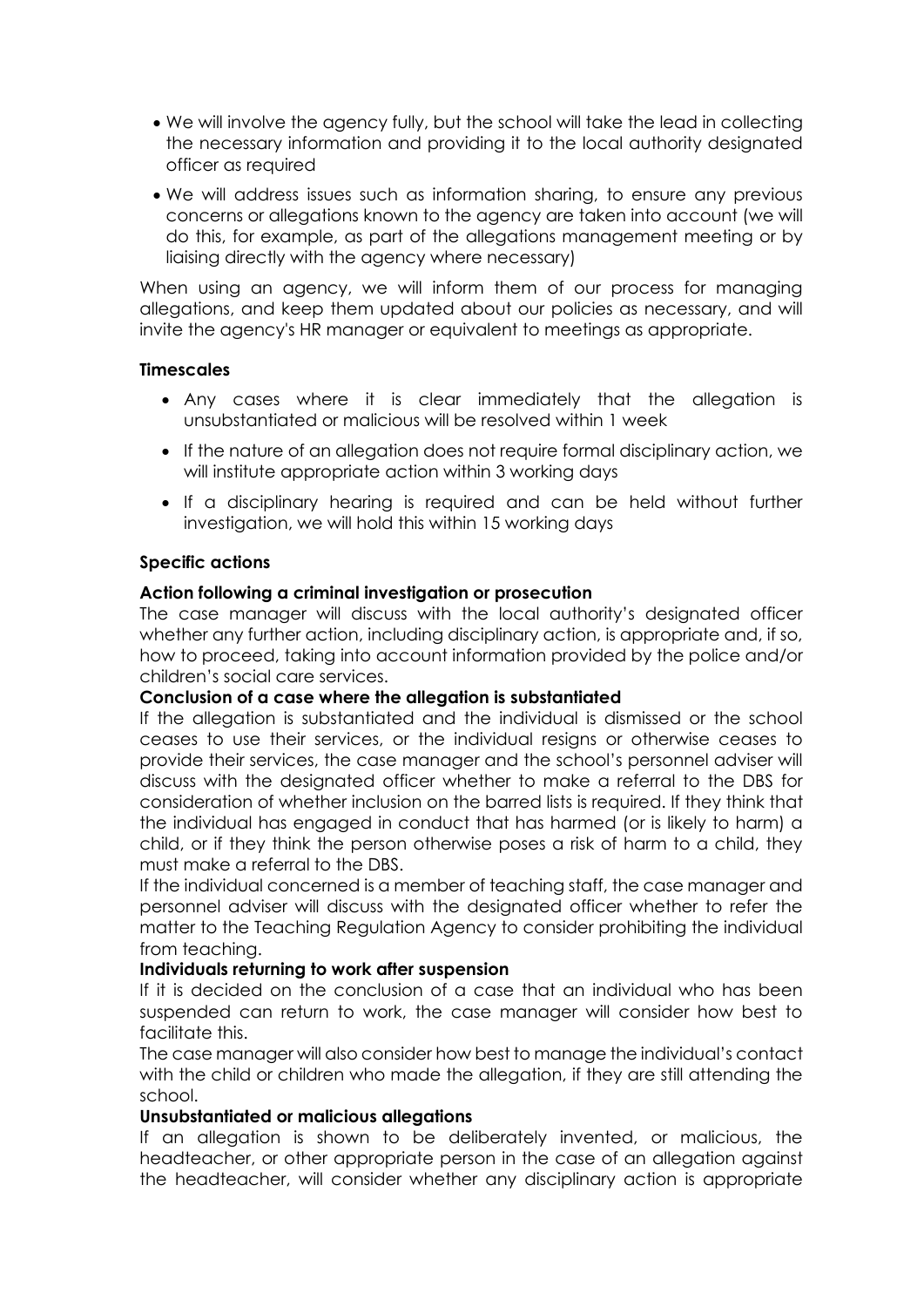- We will involve the agency fully, but the school will take the lead in collecting the necessary information and providing it to the local authority designated officer as required
- We will address issues such as information sharing, to ensure any previous concerns or allegations known to the agency are taken into account (we will do this, for example, as part of the allegations management meeting or by liaising directly with the agency where necessary)

When using an agency, we will inform them of our process for managing allegations, and keep them updated about our policies as necessary, and will invite the agency's HR manager or equivalent to meetings as appropriate.

**Timescales**

- Any cases where it is clear immediately that the allegation is unsubstantiated or malicious will be resolved within 1 week
- If the nature of an allegation does not require formal disciplinary action, we will institute appropriate action within 3 working days
- If a disciplinary hearing is required and can be held without further investigation, we will hold this within 15 working days

**Specific actions**

**Action following a criminal investigation or prosecution**

The case manager will discuss with the local authority's designated officer whether any further action, including disciplinary action, is appropriate and, if so, how to proceed, taking into account information provided by the police and/or children's social care services.

**Conclusion of a case where the allegation is substantiated**

If the allegation is substantiated and the individual is dismissed or the school ceases to use their services, or the individual resigns or otherwise ceases to provide their services, the case manager and the school's personnel adviser will discuss with the designated officer whether to make a referral to the DBS for consideration of whether inclusion on the barred lists is required. If they think that the individual has engaged in conduct that has harmed (or is likely to harm) a child, or if they think the person otherwise poses a risk of harm to a child, they must make a referral to the DBS.

If the individual concerned is a member of teaching staff, the case manager and personnel adviser will discuss with the designated officer whether to refer the matter to the Teaching Regulation Agency to consider prohibiting the individual from teaching.

**Individuals returning to work after suspension**

If it is decided on the conclusion of a case that an individual who has been suspended can return to work, the case manager will consider how best to facilitate this.

The case manager will also consider how best to manage the individual's contact with the child or children who made the allegation, if they are still attending the school.

**Unsubstantiated or malicious allegations**

If an allegation is shown to be deliberately invented, or malicious, the headteacher, or other appropriate person in the case of an allegation against the headteacher, will consider whether any disciplinary action is appropriate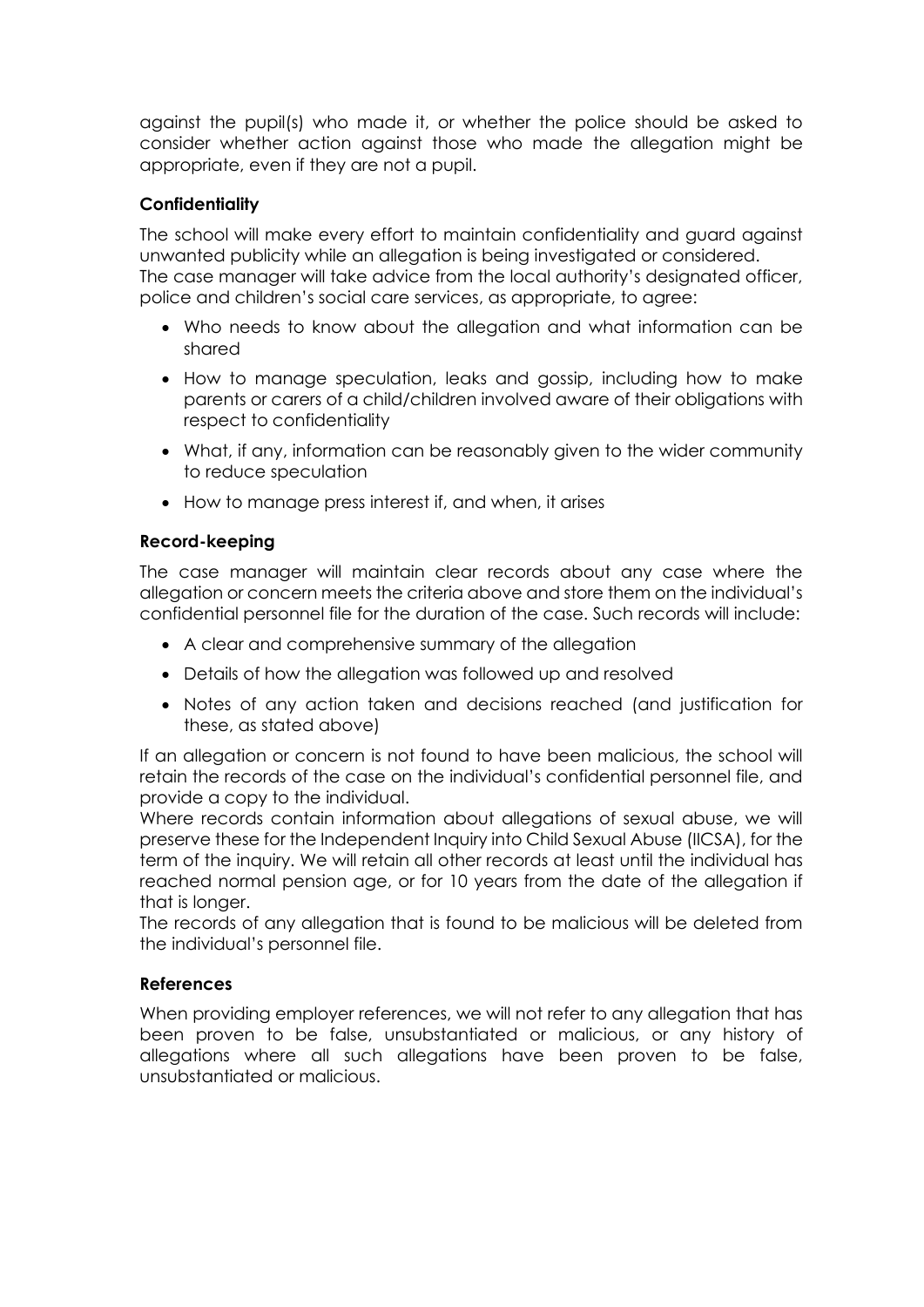against the pupil(s) who made it, or whether the police should be asked to consider whether action against those who made the allegation might be appropriate, even if they are not a pupil.

### Confidentiality

The school will make every effort to maintain confidentiality and guard against unwanted publicity while an allegation is being investigated or considered.
The case manager will take advice from the local authority's designated officer, police and children's social care services, as appropriate, to agree:

- Who needs to know about the allegation and what information can be shared
- How to manage speculation, leaks and gossip, including how to make parents or carers of a child/children involved aware of their obligations with respect to confidentiality
- What, if any, information can be reasonably given to the wider community to reduce speculation
- How to manage press interest if, and when, it arises

### Record-keeping

The case manager will maintain clear records about any case where the allegation or concern meets the criteria above and store them on the individual's confidential personnel file for the duration of the case. Such records will include:

- A clear and comprehensive summary of the allegation
- Details of how the allegation was followed up and resolved
- Notes of any action taken and decisions reached (and justification for these, as stated above)

If an allegation or concern is not found to have been malicious, the school will retain the records of the case on the individual's confidential personnel file, and provide a copy to the individual.
Where records contain information about allegations of sexual abuse, we will preserve these for the Independent Inquiry into Child Sexual Abuse (IICSA), for the term of the inquiry. We will retain all other records at least until the individual has reached normal pension age, or for 10 years from the date of the allegation if that is longer.
The records of any allegation that is found to be malicious will be deleted from the individual's personnel file.

### References

When providing employer references, we will not refer to any allegation that has been proven to be false, unsubstantiated or malicious, or any history of allegations where all such allegations have been proven to be false, unsubstantiated or malicious.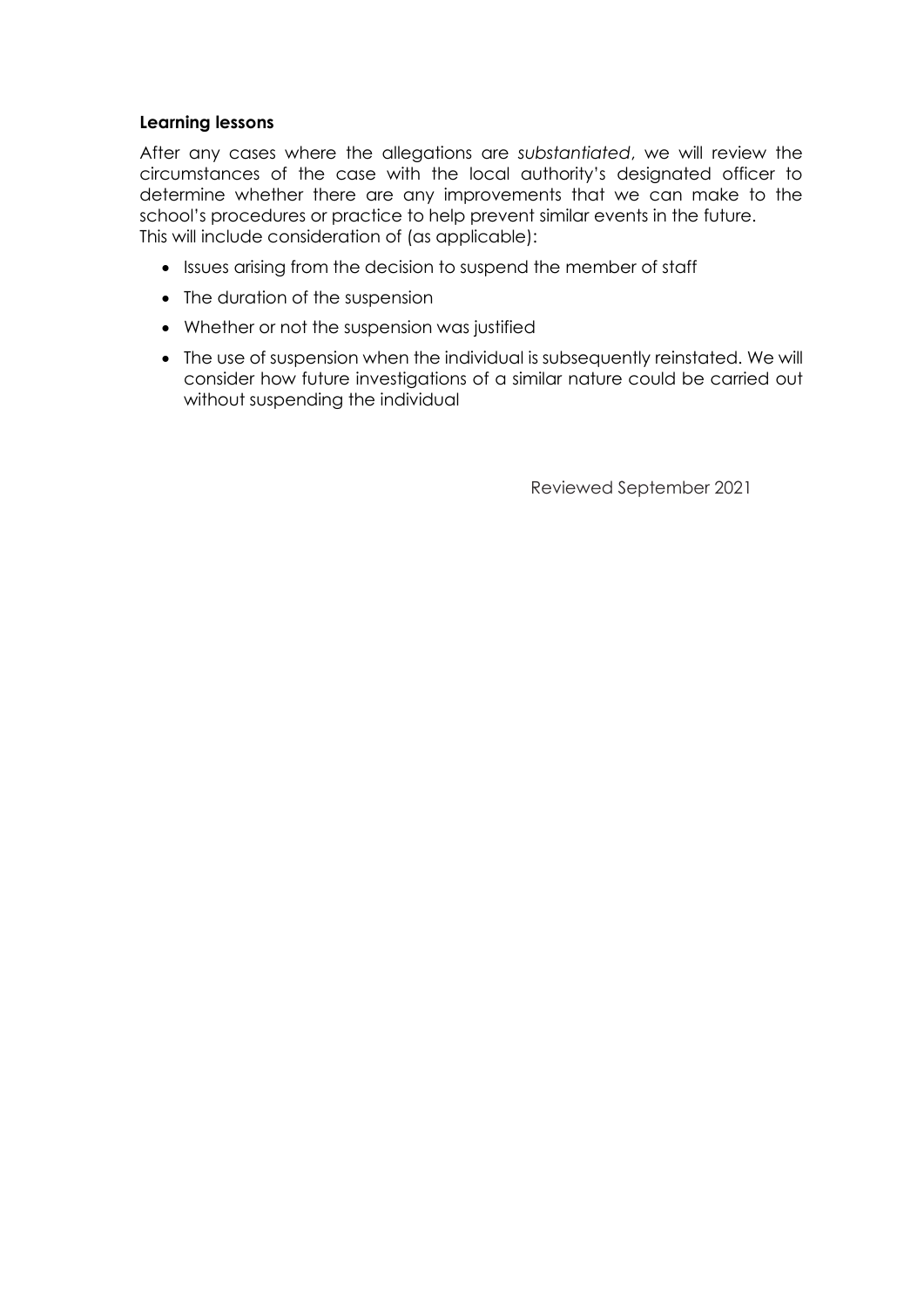**Learning lessons**

After any cases where the allegations are *substantiated*, we will review the circumstances of the case with the local authority's designated officer to determine whether there are any improvements that we can make to the school's procedures or practice to help prevent similar events in the future.
This will include consideration of (as applicable):

- Issues arising from the decision to suspend the member of staff
- The duration of the suspension
- Whether or not the suspension was justified
- The use of suspension when the individual is subsequently reinstated. We will consider how future investigations of a similar nature could be carried out without suspending the individual

Reviewed September 2021